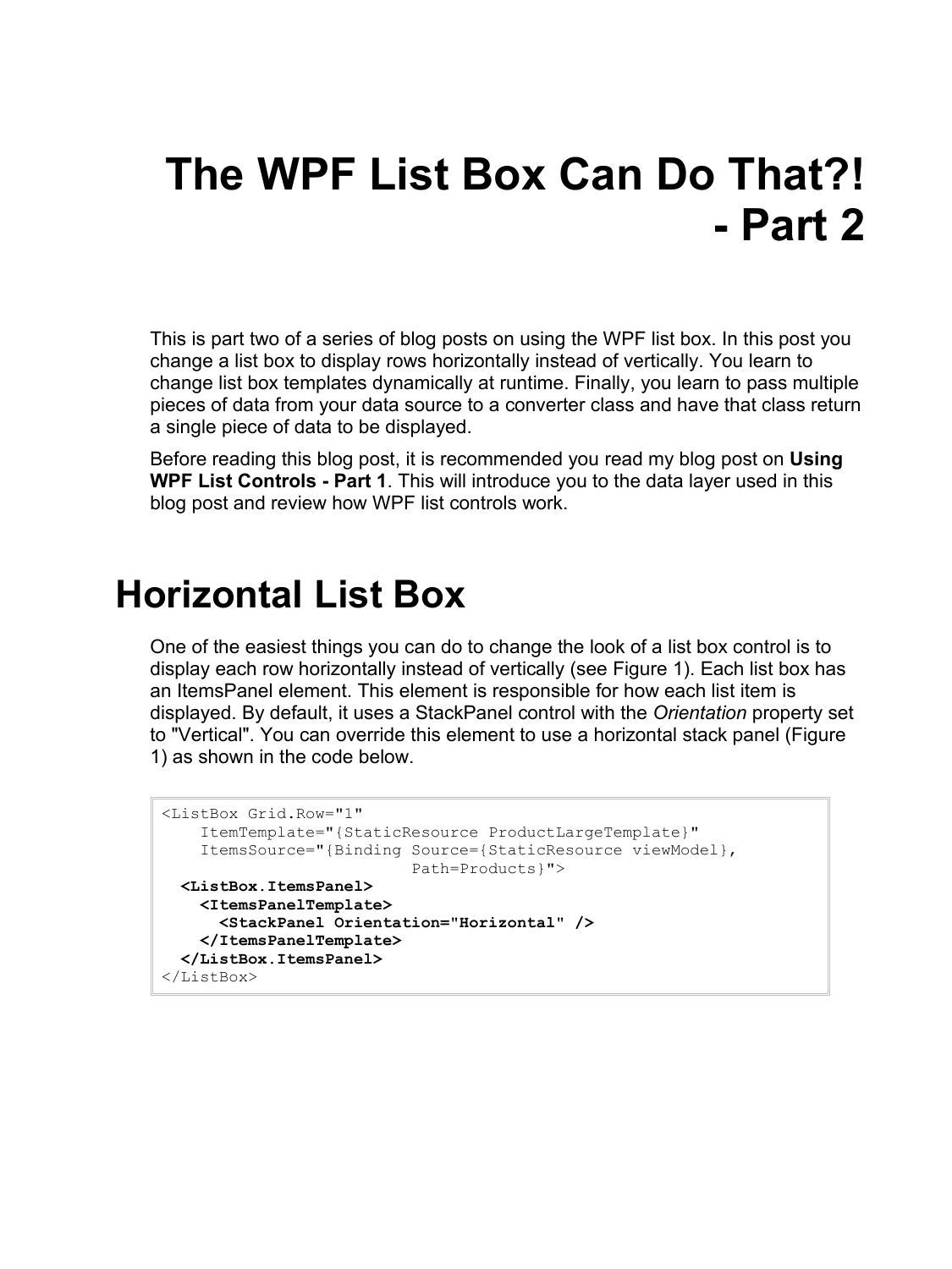# The WPF List Box Can Do That?! - Part 2

This is part two of a series of blog posts on using the WPF list box. In this post you change a list box to display rows horizontally instead of vertically. You learn to change list box templates dynamically at runtime. Finally, you learn to pass multiple pieces of data from your data source to a converter class and have that class return a single piece of data to be displayed.

Before reading this blog post, it is recommended you read my blog post on **Using WPF List Controls - Part 1**. This will introduce you to the data layer used in this blog post and review how WPF list controls work.

## Horizontal List Box

One of the easiest things you can do to change the look of a list box control is to display each row horizontally instead of vertically (see Figure 1). Each list box has an ItemsPanel element. This element is responsible for how each list item is displayed. By default, it uses a StackPanel control with the *Orientation* property set to "Vertical". You can override this element to use a horizontal stack panel (Figure 1) as shown in the code below.

```
<ListBox Grid.Row="1"
    ItemTemplate="{StaticResource ProductLargeTemplate}"
    ItemsSource="{Binding Source={StaticResource viewModel},
                          Path=Products}">
  <ListBox.ItemsPanel>
    <ItemsPanelTemplate>
      <StackPanel Orientation="Horizontal" />
    </ItemsPanelTemplate>
  </ListBox.ItemsPanel>
</ListBox>
```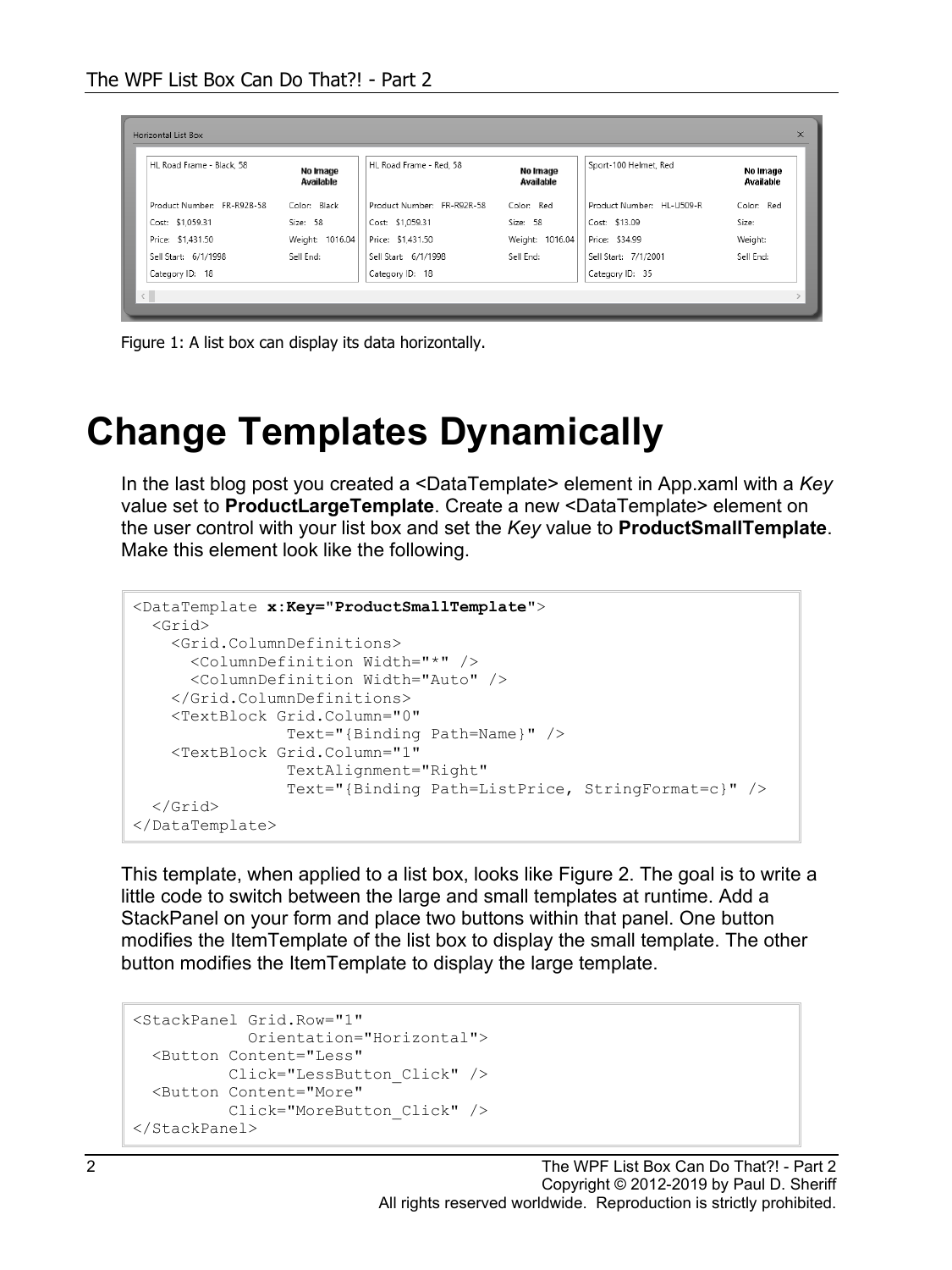Figure 1: A list box can display its data horizontally.

# Change Templates Dynamically

In the last blog post you created a <DataTemplate> element in App.xaml with a *Key* value set to **ProductLargeTemplate**. Create a new <DataTemplate> element on the user control with your list box and set the *Key* value to **ProductSmallTemplate**. Make this element look like the following.

```
<DataTemplate x:Key="ProductSmallTemplate">
  <Grid>
    <Grid.ColumnDefinitions>
      <ColumnDefinition Width="*" />
      <ColumnDefinition Width="Auto" />
    </Grid.ColumnDefinitions>
    <TextBlock Grid.Column="0"
               Text="{Binding Path=Name}" />
    <TextBlock Grid.Column="1"
               TextAlignment="Right"
               Text="{Binding Path=ListPrice, StringFormat=c}" />
  </Grid>
</DataTemplate>
```

This template, when applied to a list box, looks like Figure 2. The goal is to write a little code to switch between the large and small templates at runtime. Add a StackPanel on your form and place two buttons within that panel. One button modifies the ItemTemplate of the list box to display the small template. The other button modifies the ItemTemplate to display the large template.

```
<StackPanel Grid.Row="1"
            Orientation="Horizontal">
  <Button Content="Less"
          Click="LessButton_Click" />
  <Button Content="More"
          Click="MoreButton_Click" />
</StackPanel>
```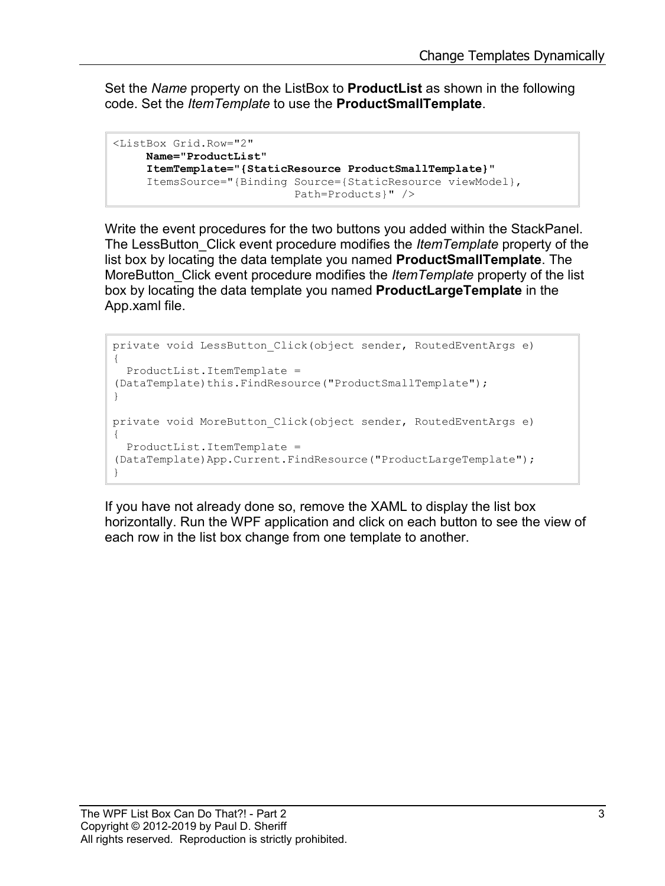Set the *Name* property on the ListBox to **ProductList** as shown in the following code. Set the *ItemTemplate* to use the **ProductSmallTemplate**.

```
<ListBox Grid.Row="2"
     Name="ProductList"
     ItemTemplate="{StaticResource ProductSmallTemplate}"
     ItemsSource="{Binding Source={StaticResource viewModel},
                          Path=Products}" />
```

Write the event procedures for the two buttons you added within the StackPanel. The LessButton_Click event procedure modifies the *ItemTemplate* property of the list box by locating the data template you named **ProductSmallTemplate**. The MoreButton_Click event procedure modifies the *ItemTemplate* property of the list box by locating the data template you named **ProductLargeTemplate** in the App.xaml file.

```
private void LessButton_Click(object sender, RoutedEventArgs e)
{
  ProductList.ItemTemplate =
(DataTemplate)this.FindResource("ProductSmallTemplate");
}

private void MoreButton_Click(object sender, RoutedEventArgs e)
{
  ProductList.ItemTemplate =
(DataTemplate)App.Current.FindResource("ProductLargeTemplate");
}
```

If you have not already done so, remove the XAML to display the list box horizontally. Run the WPF application and click on each button to see the view of each row in the list box change from one template to another.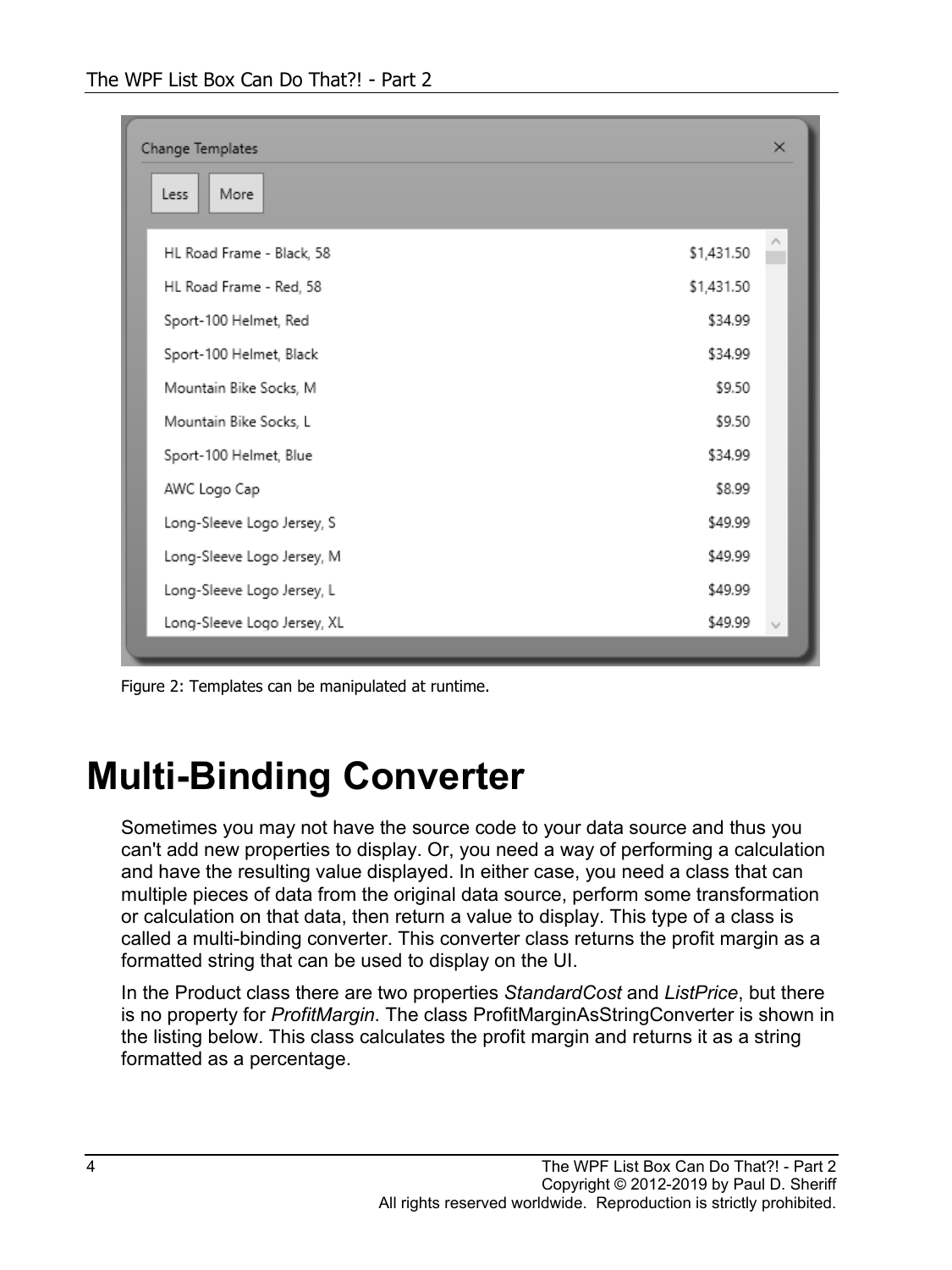Figure 2: Templates can be manipulated at runtime.

# Multi-Binding Converter

Sometimes you may not have the source code to your data source and thus you can't add new properties to display. Or, you need a way of performing a calculation and have the resulting value displayed. In either case, you need a class that can multiple pieces of data from the original data source, perform some transformation or calculation on that data, then return a value to display. This type of a class is called a multi-binding converter. This converter class returns the profit margin as a formatted string that can be used to display on the UI.

In the Product class there are two properties *StandardCost* and *ListPrice*, but there is no property for *ProfitMargin*. The class ProfitMarginAsStringConverter is shown in the listing below. This class calculates the profit margin and returns it as a string formatted as a percentage.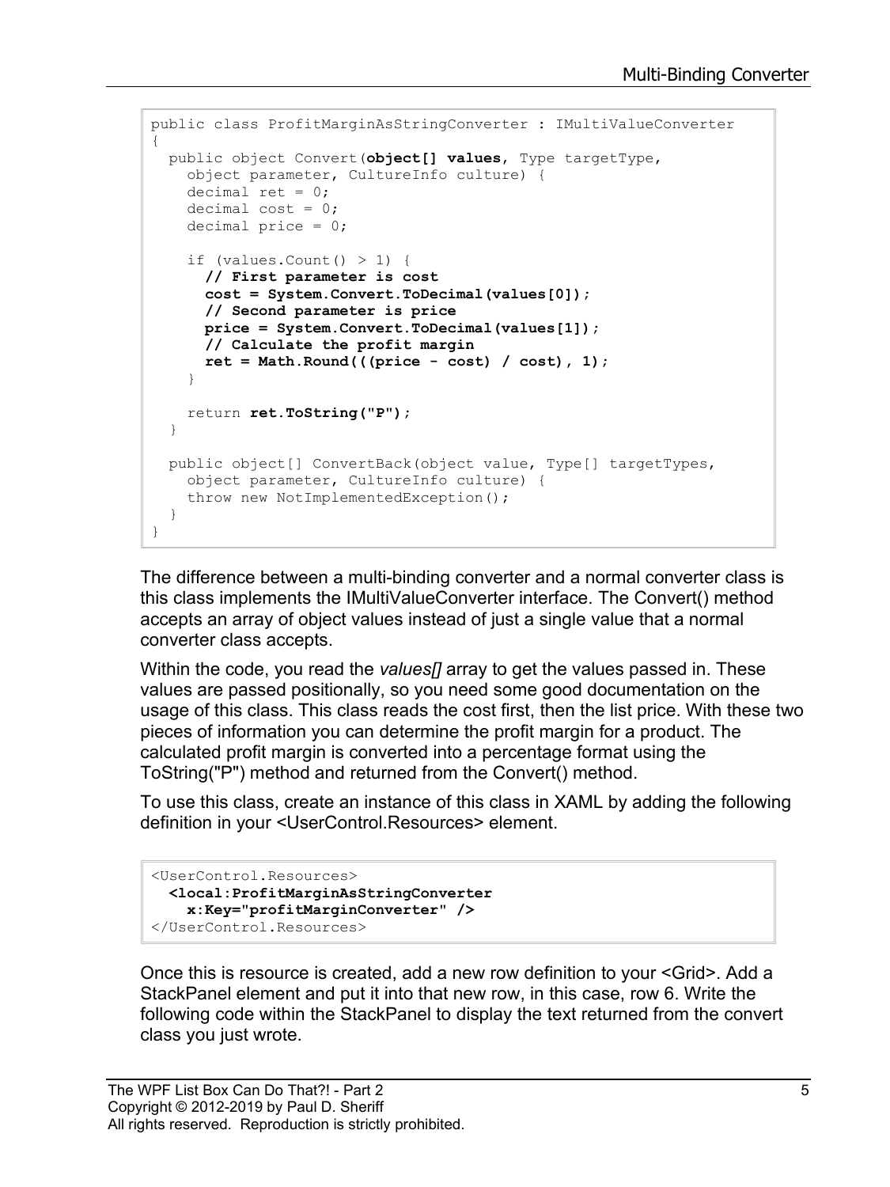```
public class ProfitMarginAsStringConverter : IMultiValueConverter
{
  public object Convert(object[] values, Type targetType,
    object parameter, CultureInfo culture) {
    decimal ret = 0;
    decimal cost = 0;
    decimal price = 0;

    if (values.Count() > 1) {
      // First parameter is cost
      cost = System.Convert.ToDecimal(values[0]);
      // Second parameter is price
      price = System.Convert.ToDecimal(values[1]);
      // Calculate the profit margin
      ret = Math.Round(((price - cost) / cost), 1);
    }

    return ret.ToString("P");
  }

  public object[] ConvertBack(object value, Type[] targetTypes,
    object parameter, CultureInfo culture) {
    throw new NotImplementedException();
  }
}
```

The difference between a multi-binding converter and a normal converter class is this class implements the IMultiValueConverter interface. The Convert() method accepts an array of object values instead of just a single value that a normal converter class accepts.

Within the code, you read the *values[]* array to get the values passed in. These values are passed positionally, so you need some good documentation on the usage of this class. This class reads the cost first, then the list price. With these two pieces of information you can determine the profit margin for a product. The calculated profit margin is converted into a percentage format using the ToString("P") method and returned from the Convert() method.

To use this class, create an instance of this class in XAML by adding the following definition in your <UserControl.Resources> element.

```
<UserControl.Resources>
  <local:ProfitMarginAsStringConverter
    x:Key="profitMarginConverter" />
</UserControl.Resources>
```

Once this is resource is created, add a new row definition to your <Grid>. Add a StackPanel element and put it into that new row, in this case, row 6. Write the following code within the StackPanel to display the text returned from the convert class you just wrote.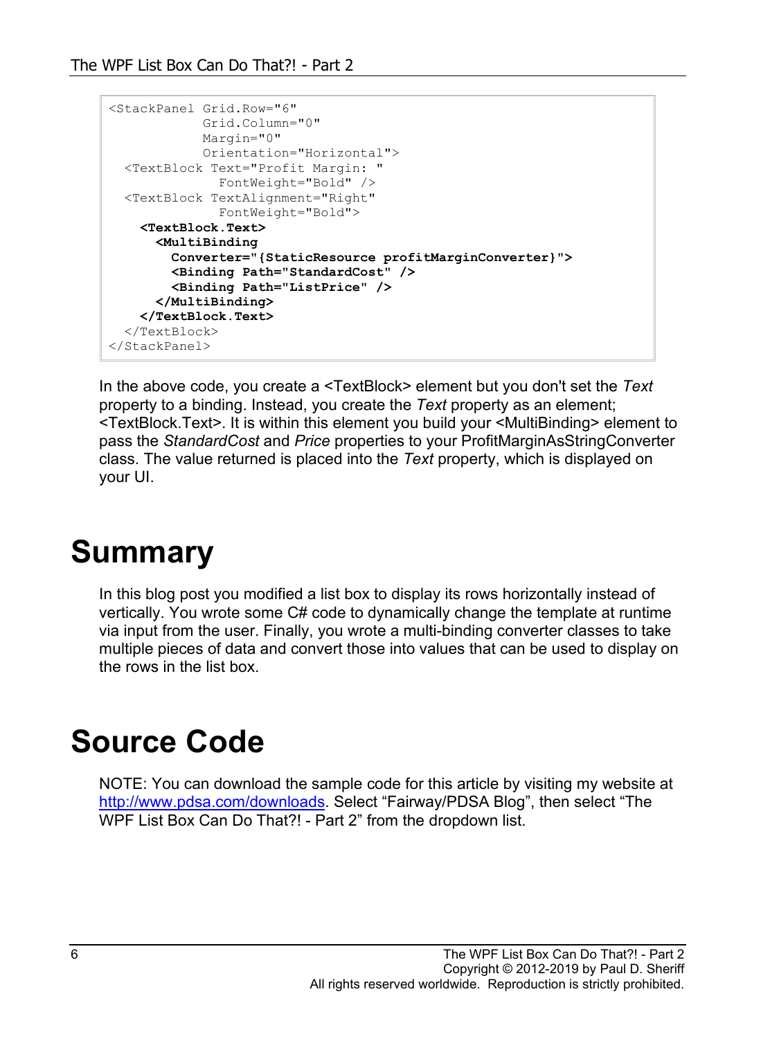```
<StackPanel Grid.Row="6"
            Grid.Column="0"
            Margin="0"
            Orientation="Horizontal">
  <TextBlock Text="Profit Margin: "
              FontWeight="Bold" />
  <TextBlock TextAlignment="Right"
              FontWeight="Bold">
    <TextBlock.Text>
      <MultiBinding
        Converter="{StaticResource profitMarginConverter}">
        <Binding Path="StandardCost" />
        <Binding Path="ListPrice" />
      </MultiBinding>
    </TextBlock.Text>
  </TextBlock>
</StackPanel>
```

In the above code, you create a <TextBlock> element but you don't set the *Text* property to a binding. Instead, you create the *Text* property as an element; <TextBlock.Text>. It is within this element you build your <MultiBinding> element to pass the *StandardCost* and *Price* properties to your ProfitMarginAsStringConverter class. The value returned is placed into the *Text* property, which is displayed on your UI.

# Summary

In this blog post you modified a list box to display its rows horizontally instead of vertically. You wrote some C# code to dynamically change the template at runtime via input from the user. Finally, you wrote a multi-binding converter classes to take multiple pieces of data and convert those into values that can be used to display on the rows in the list box.

# Source Code

NOTE: You can download the sample code for this article by visiting my website at http://www.pdsa.com/downloads. Select "Fairway/PDSA Blog", then select "The WPF List Box Can Do That?! - Part 2" from the dropdown list.